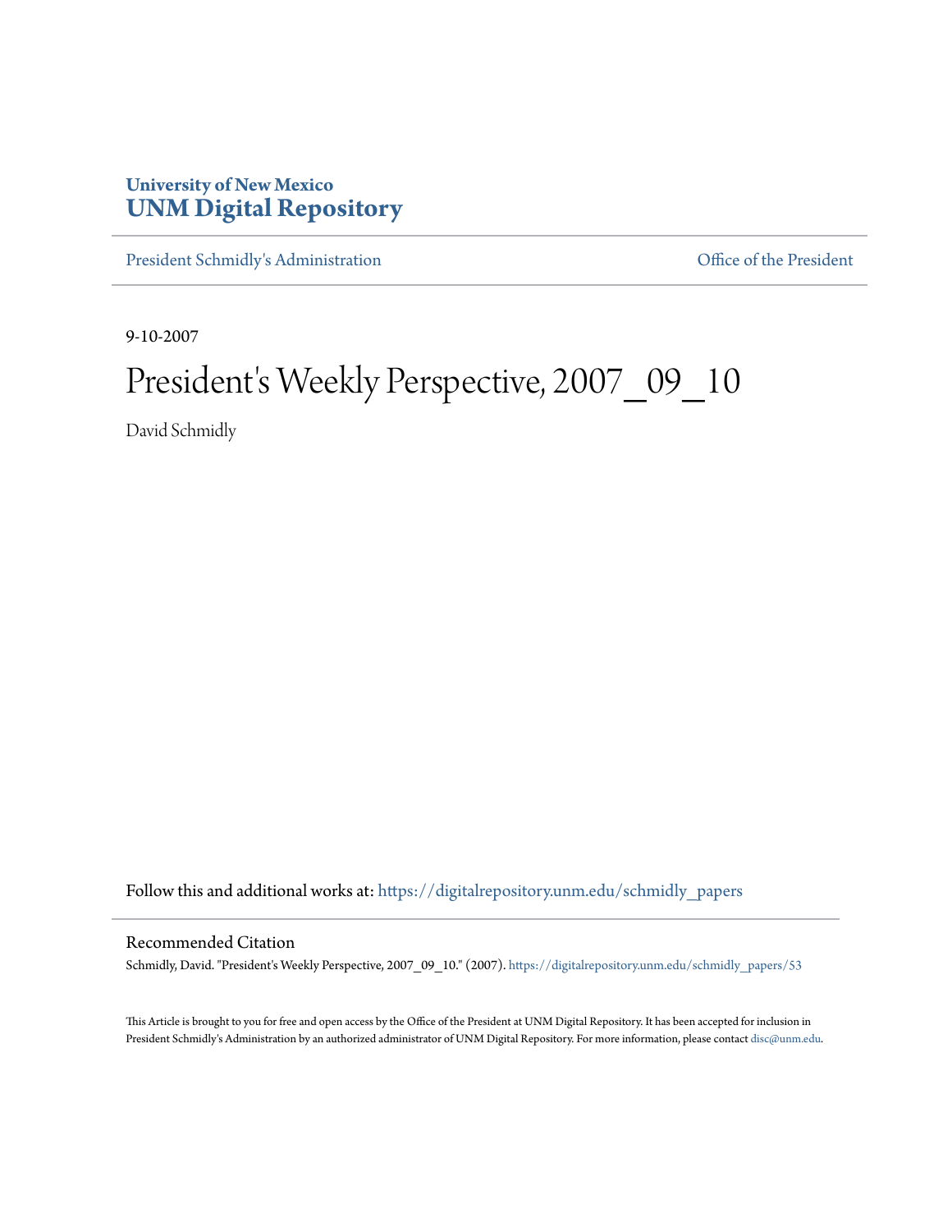University of New Mexico
**UNM Digital Repository**

President Schmidly's Administration | Office of the President

9-10-2007

# President's Weekly Perspective, 2007_09_10

David Schmidly

Follow this and additional works at: https://digitalrepository.unm.edu/schmidly_papers

## Recommended Citation

Schmidly, David. "President's Weekly Perspective, 2007_09_10." (2007). https://digitalrepository.unm.edu/schmidly_papers/53

This Article is brought to you for free and open access by the Office of the President at UNM Digital Repository. It has been accepted for inclusion in President Schmidly's Administration by an authorized administrator of UNM Digital Repository. For more information, please contact disc@unm.edu.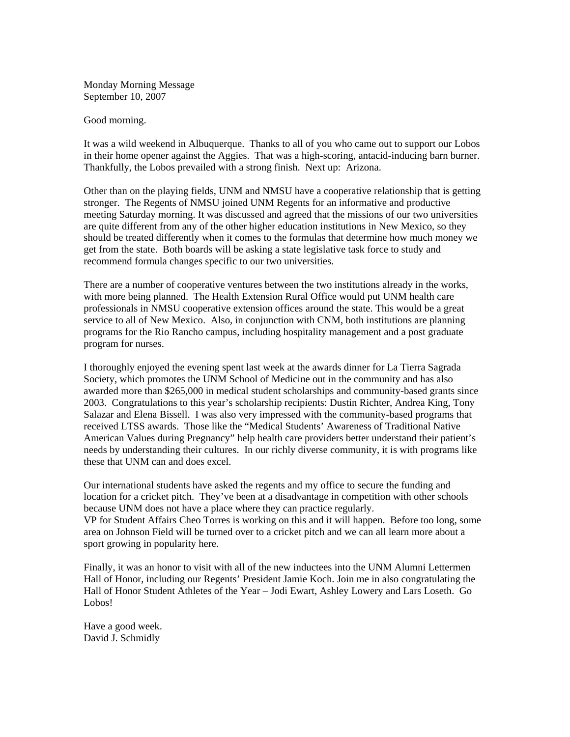Monday Morning Message
September 10, 2007

Good morning.

It was a wild weekend in Albuquerque. Thanks to all of you who came out to support our Lobos in their home opener against the Aggies. That was a high-scoring, antacid-inducing barn burner. Thankfully, the Lobos prevailed with a strong finish. Next up: Arizona.

Other than on the playing fields, UNM and NMSU have a cooperative relationship that is getting stronger. The Regents of NMSU joined UNM Regents for an informative and productive meeting Saturday morning. It was discussed and agreed that the missions of our two universities are quite different from any of the other higher education institutions in New Mexico, so they should be treated differently when it comes to the formulas that determine how much money we get from the state. Both boards will be asking a state legislative task force to study and recommend formula changes specific to our two universities.

There are a number of cooperative ventures between the two institutions already in the works, with more being planned. The Health Extension Rural Office would put UNM health care professionals in NMSU cooperative extension offices around the state. This would be a great service to all of New Mexico. Also, in conjunction with CNM, both institutions are planning programs for the Rio Rancho campus, including hospitality management and a post graduate program for nurses.

I thoroughly enjoyed the evening spent last week at the awards dinner for La Tierra Sagrada Society, which promotes the UNM School of Medicine out in the community and has also awarded more than $265,000 in medical student scholarships and community-based grants since 2003. Congratulations to this year's scholarship recipients: Dustin Richter, Andrea King, Tony Salazar and Elena Bissell. I was also very impressed with the community-based programs that received LTSS awards. Those like the "Medical Students' Awareness of Traditional Native American Values during Pregnancy" help health care providers better understand their patient's needs by understanding their cultures. In our richly diverse community, it is with programs like these that UNM can and does excel.

Our international students have asked the regents and my office to secure the funding and location for a cricket pitch. They've been at a disadvantage in competition with other schools because UNM does not have a place where they can practice regularly.
VP for Student Affairs Cheo Torres is working on this and it will happen. Before too long, some area on Johnson Field will be turned over to a cricket pitch and we can all learn more about a sport growing in popularity here.

Finally, it was an honor to visit with all of the new inductees into the UNM Alumni Lettermen Hall of Honor, including our Regents' President Jamie Koch. Join me in also congratulating the Hall of Honor Student Athletes of the Year – Jodi Ewart, Ashley Lowery and Lars Loseth. Go Lobos!

Have a good week.
David J. Schmidly